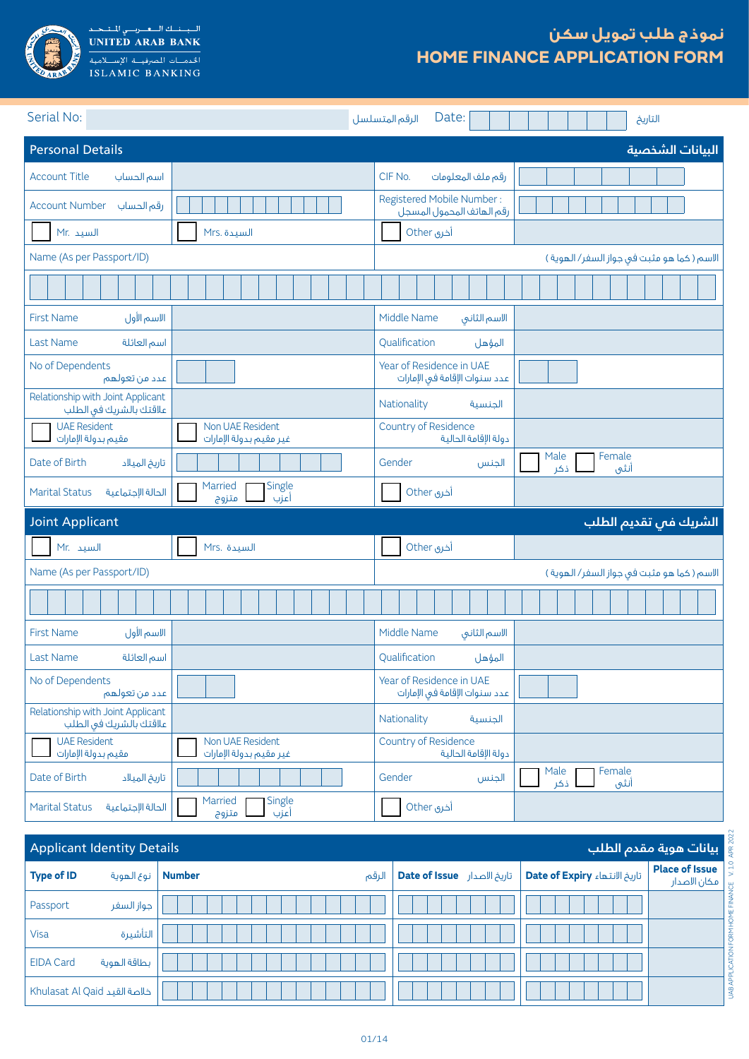UNITED ARAB BANK — البنك العربي المتحد
ISLAMIC BANKING — الخدمات المصرفية الإسلامية

# نموذج طلب تمويل سكن
# HOME FINANCE APPLICATION FORM

| Serial No: | | الرقم المتسلسل | Date: | | التاريخ |
|---|---|---|---|---|---|

## Personal Details — البيانات الشخصية

| | | | |
|---|---|---|---|
| Account Title اسم الحساب | | CIF No. رقم ملف المعلومات | |
| Account Number رقم الحساب | | Registered Mobile Number : رقم الهاتف المحمول المسجل | |
| ☐ Mr. السيد | ☐ Mrs. السيدة | ☐ Other أخرى | |
| Name (As per Passport/ID) | | الاسم ( كما هو مثبت في جواز السفر/ الهوية ) | |
| | | | |
| First Name الاسم الأول | | Middle Name الاسم الثاني | |
| Last Name اسم العائلة | | Qualification المؤهل | |
| No of Dependents عدد من تعولهم | | Year of Residence in UAE عدد سنوات الإقامة في الإمارات | |
| Relationship with Joint Applicant علاقتك بالشريك في الطلب | | Nationality الجنسية | |
| ☐ UAE Resident مقيم بدولة الإمارات | ☐ Non UAE Resident غير مقيم بدولة الإمارات | Country of Residence دولة الإقامة الحالية | |
| Date of Birth تاريخ الميلاد | | Gender الجنس | ☐ Male ذكر ☐ Female أنثى |
| Marital Status الحالة الإجتماعية | ☐ Married متزوج ☐ Single أعزب | ☐ Other أخرى | |

## Joint Applicant — الشريك في تقديم الطلب

| | | | |
|---|---|---|---|
| ☐ Mr. السيد | ☐ Mrs. السيدة | ☐ Other أخرى | |
| Name (As per Passport/ID) | | الاسم ( كما هو مثبت في جواز السفر/ الهوية ) | |
| | | | |
| First Name الاسم الأول | | Middle Name الاسم الثاني | |
| Last Name اسم العائلة | | Qualification المؤهل | |
| No of Dependents عدد من تعولهم | | Year of Residence in UAE عدد سنوات الإقامة في الإمارات | |
| Relationship with Joint Applicant علاقتك بالشريك في الطلب | | Nationality الجنسية | |
| ☐ UAE Resident مقيم بدولة الإمارات | ☐ Non UAE Resident غير مقيم بدولة الإمارات | Country of Residence دولة الإقامة الحالية | |
| Date of Birth تاريخ الميلاد | | Gender الجنس | ☐ Male ذكر ☐ Female أنثى |
| Marital Status الحالة الإجتماعية | ☐ Married متزوج ☐ Single أعزب | ☐ Other أخرى | |

## Applicant Identity Details — بيانات هوية مقدم الطلب

| **Type of ID** نوع الهوية | **Number** الرقم | **Date of Issue** تاريخ الاصدار | **Date of Expiry** تاريخ الانتهاء | **Place of Issue** مكان الاصدار |
|---|---|---|---|---|
| Passport جواز السفر | | | | |
| Visa التأشيرة | | | | |
| EIDA Card بطاقة الهوية | | | | |
| Khulasat Al Qaid خلاصة القيد | | | | |

UAB APPLICATION FORM HOME FINANCE V. 1.0 APR 2022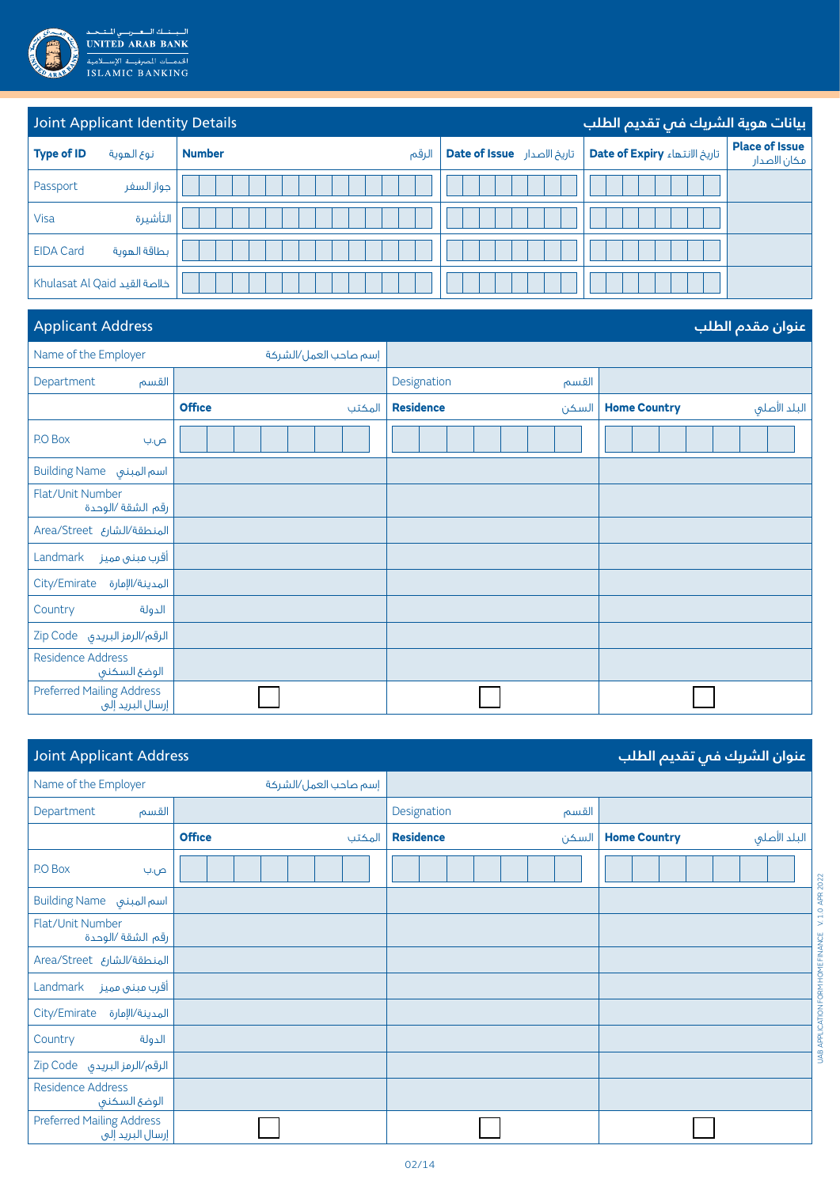## Joint Applicant Identity Details — بيانات هوية الشريك في تقديم الطلب

| Type of ID نوع الهوية | Number الرقم | Date of Issue تاريخ الاصدار | Date of Expiry تاريخ الانتهاء | Place of Issue مكان الاصدار |
|---|---|---|---|---|
| Passport جواز السفر | | | | |
| Visa التأشيرة | | | | |
| EIDA Card بطاقة الهوية | | | | |
| Khulasat Al Qaid خلاصة القيد | | | | |

## Applicant Address — عنوان مقدم الطلب

| Name of the Employer إسم صاحب العمل/الشركة | | | |
|---|---|---|---|
| Department القسم | | Designation القسم | |
| | **Office** المكتب | **Residence** السكن | **Home Country** البلد الأصلي |
| P.O Box ص.ب | | | |
| Building Name اسم المبنى | | | |
| Flat/Unit Number رقم الشقة /الوحدة | | | |
| Area/Street المنطقة/الشارع | | | |
| Landmark أقرب مبنى مميز | | | |
| City/Emirate المدينة/الإمارة | | | |
| Country الدولة | | | |
| Zip Code الرقم/الرمز البريدي | | | |
| Residence Address الوضع السكني | | | |
| Preferred Mailing Address إرسال البريد إلى | ☐ | ☐ | ☐ |

## Joint Applicant Address — عنوان الشريك في تقديم الطلب

| Name of the Employer إسم صاحب العمل/الشركة | | | |
|---|---|---|---|
| Department القسم | | Designation القسم | |
| | **Office** المكتب | **Residence** السكن | **Home Country** البلد الأصلي |
| P.O Box ص.ب | | | |
| Building Name اسم المبنى | | | |
| Flat/Unit Number رقم الشقة /الوحدة | | | |
| Area/Street المنطقة/الشارع | | | |
| Landmark أقرب مبنى مميز | | | |
| City/Emirate المدينة/الإمارة | | | |
| Country الدولة | | | |
| Zip Code الرقم/الرمز البريدي | | | |
| Residence Address الوضع السكني | | | |
| Preferred Mailing Address إرسال البريد إلى | ☐ | ☐ | ☐ |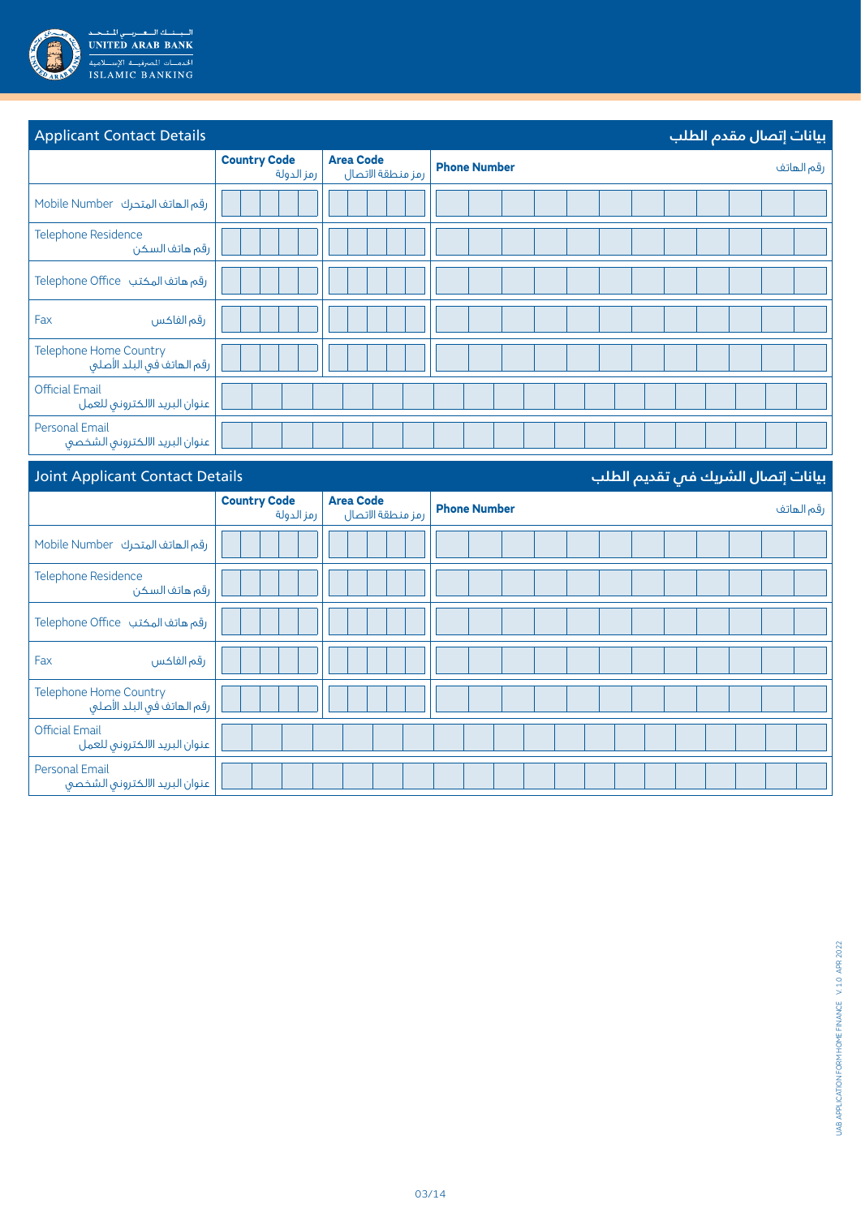## Applicant Contact Details بيانات إتصال مقدم الطلب

| | Country Code رمز الدولة | Area Code رمز منطقة الاتصال | Phone Number رقم الهاتف |
|---|---|---|---|
| Mobile Number رقم الهاتف المتحرك | | | |
| Telephone Residence رقم هاتف السكن | | | |
| Telephone Office رقم هاتف المكتب | | | |
| Fax رقم الفاكس | | | |
| Telephone Home Country رقم الهاتف في البلد الأصلي | | | |
| Official Email عنوان البريد الالكتروني للعمل | | | |
| Personal Email عنوان البريد الالكتروني الشخصي | | | |

## Joint Applicant Contact Details بيانات إتصال الشريك في تقديم الطلب

| | Country Code رمز الدولة | Area Code رمز منطقة الاتصال | Phone Number رقم الهاتف |
|---|---|---|---|
| Mobile Number رقم الهاتف المتحرك | | | |
| Telephone Residence رقم هاتف السكن | | | |
| Telephone Office رقم هاتف المكتب | | | |
| Fax رقم الفاكس | | | |
| Telephone Home Country رقم الهاتف في البلد الأصلي | | | |
| Official Email عنوان البريد الالكتروني للعمل | | | |
| Personal Email عنوان البريد الالكتروني الشخصي | | | |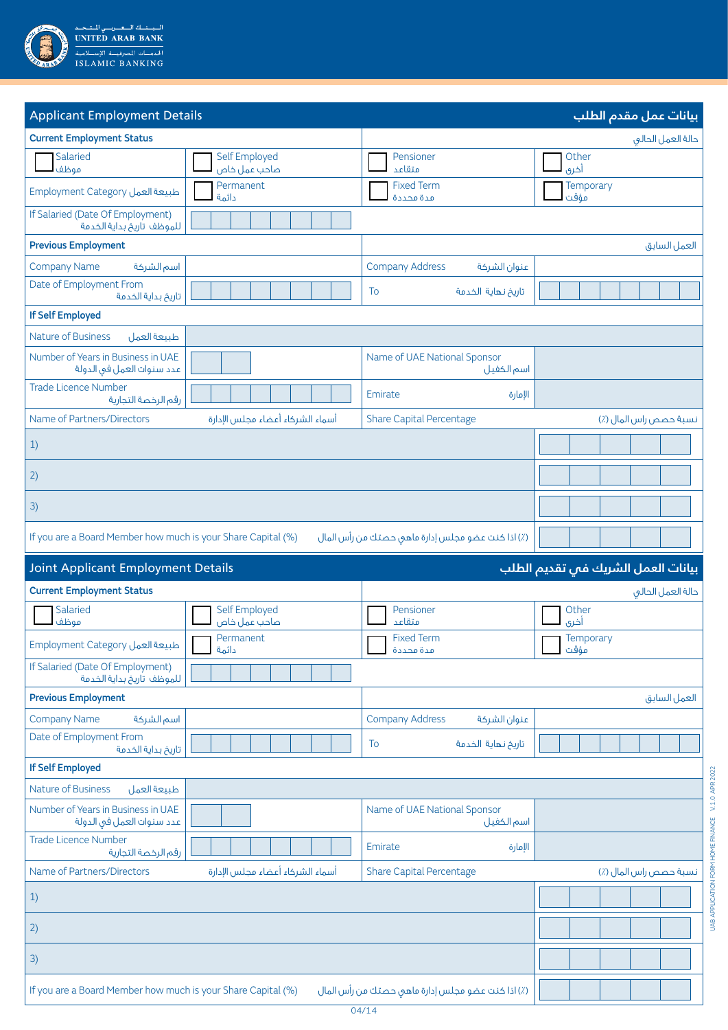## Applicant Employment Details — بيانات عمل مقدم الطلب

| **Current Employment Status** | | حالة العمل الحالي | |
|---|---|---|---|
| ☐ Salaried موظف | ☐ Self Employed صاحب عمل خاص | ☐ Pensioner متقاعد | ☐ Other أخرى |
| Employment Category طبيعة العمل | ☐ Permanent دائمة | ☐ Fixed Term مدة محددة | ☐ Temporary مؤقت |
| If Salaried (Date Of Employment) للموظف تاريخ بداية الخدمة | | | |
| **Previous Employment** | | العمل السابق | |
| Company Name اسم الشركة | | Company Address عنوان الشركة | |
| Date of Employment From تاريخ بداية الخدمة | | To تاريخ نهاية الخدمة | |
| **If Self Employed** | | | |
| Nature of Business طبيعة العمل | | | |
| Number of Years in Business in UAE عدد سنوات العمل في الدولة | | Name of UAE National Sponsor اسم الكفيل | |
| Trade Licence Number رقم الرخصة التجارية | | Emirate الإمارة | |
| Name of Partners/Directors أسماء الشركاء أعضاء مجلس الإدارة | | Share Capital Percentage | نسبة حصص راس المال (٪) |
| 1) | | | |
| 2) | | | |
| 3) | | | |
| If you are a Board Member how much is your Share Capital (%) (٪) اذا كنت عضو مجلس إدارة ماهي حصتك من رأس المال | | | |

## Joint Applicant Employment Details — بيانات العمل الشريك في تقديم الطلب

| **Current Employment Status** | | حالة العمل الحالي | |
|---|---|---|---|
| ☐ Salaried موظف | ☐ Self Employed صاحب عمل خاص | ☐ Pensioner متقاعد | ☐ Other أخرى |
| Employment Category طبيعة العمل | ☐ Permanent دائمة | ☐ Fixed Term مدة محددة | ☐ Temporary مؤقت |
| If Salaried (Date Of Employment) للموظف تاريخ بداية الخدمة | | | |
| **Previous Employment** | | العمل السابق | |
| Company Name اسم الشركة | | Company Address عنوان الشركة | |
| Date of Employment From تاريخ بداية الخدمة | | To تاريخ نهاية الخدمة | |
| **If Self Employed** | | | |
| Nature of Business طبيعة العمل | | | |
| Number of Years in Business in UAE عدد سنوات العمل في الدولة | | Name of UAE National Sponsor اسم الكفيل | |
| Trade Licence Number رقم الرخصة التجارية | | Emirate الإمارة | |
| Name of Partners/Directors أسماء الشركاء أعضاء مجلس الإدارة | | Share Capital Percentage | نسبة حصص راس المال (٪) |
| 1) | | | |
| 2) | | | |
| 3) | | | |
| If you are a Board Member how much is your Share Capital (%) (٪) اذا كنت عضو مجلس إدارة ماهي حصتك من رأس المال | | | |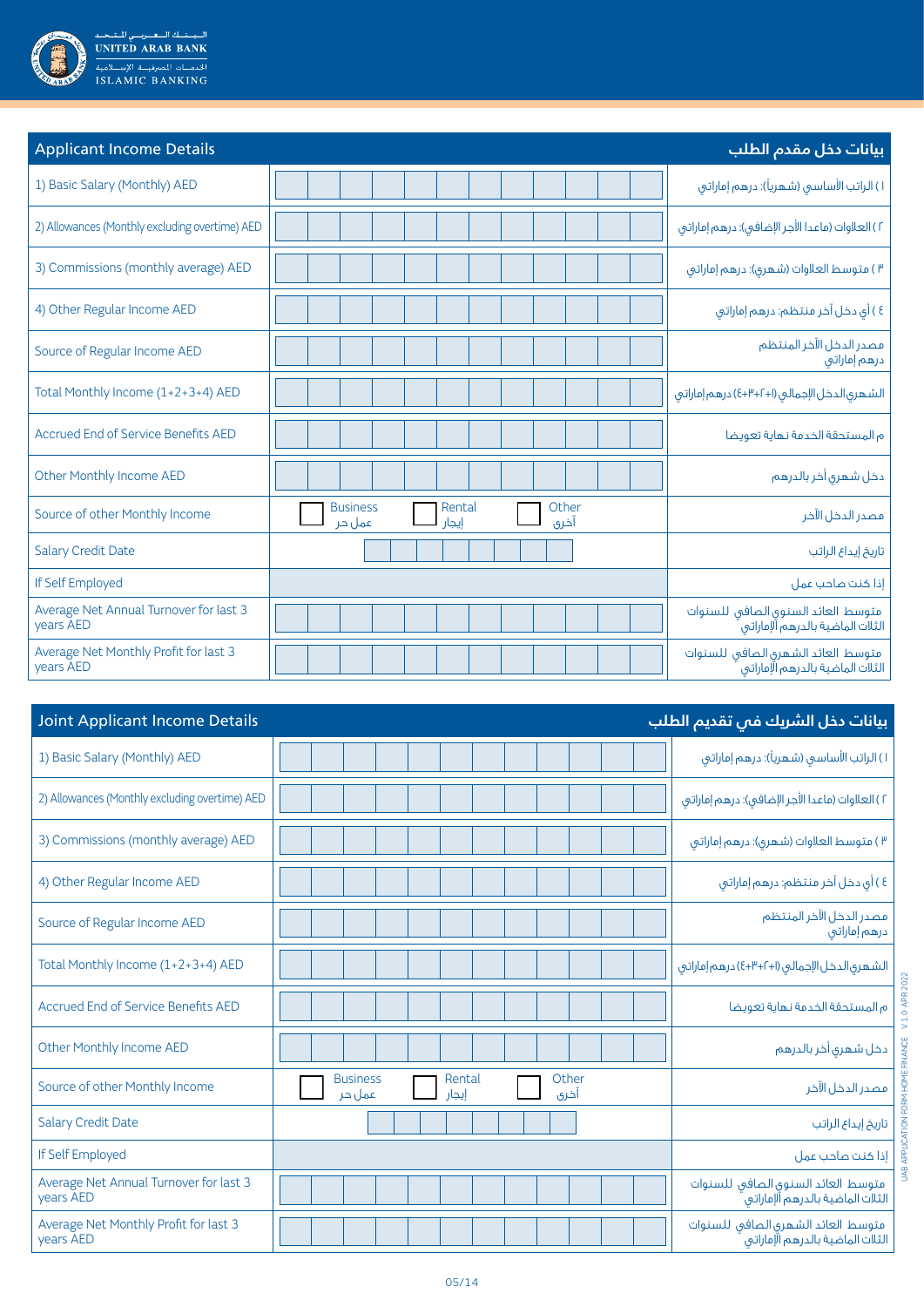| Applicant Income Details | | بيانات دخل مقدم الطلب |
|---|---|---|
| 1) Basic Salary (Monthly) AED | | ١) الراتب الأساسي (شهرياً): درهم إماراتي |
| 2) Allowances (Monthly excluding overtime) AED | | ٢) العلاوات (ماعدا الأجر الإضافي): درهم إماراتي |
| 3) Commissions (monthly average) AED | | ٣) متوسط العلاوات (شهري): درهم إماراتي |
| 4) Other Regular Income AED | | ٤) أي دخل آخر منتظم: درهم إماراتي |
| Source of Regular Income AED | | مصدر الدخل الآخر المنتظم درهم إماراتي |
| Total Monthly Income (1+2+3+4) AED | | الشهري الدخل الإجمالي (١+٢+٣+٤) درهم إماراتي |
| Accrued End of Service Benefits AED | | م المستحقة الخدمة نهاية تعويضا |
| Other Monthly Income AED | | دخل شهري أخر بالدرهم |
| Source of other Monthly Income | ☐ Business عمل حر ☐ Rental إيجار ☐ Other آخرى | مصدر الدخل الآخر |
| Salary Credit Date | | تاريخ إيداع الراتب |
| If Self Employed | | إذا كنت صاحب عمل |
| Average Net Annual Turnover for last 3 years AED | | متوسط العائد السنوي الصافي للسنوات الثلاث الماضية بالدرهم الإماراتي |
| Average Net Monthly Profit for last 3 years AED | | متوسط العائد الشهري الصافي للسنوات الثلاث الماضية بالدرهم الإماراتي |

| Joint Applicant Income Details | | بيانات دخل الشريك في تقديم الطلب |
|---|---|---|
| 1) Basic Salary (Monthly) AED | | ١) الراتب الأساسي (شهرياً): درهم إماراتي |
| 2) Allowances (Monthly excluding overtime) AED | | ٢) العلاوات (ماعدا الأجر الإضافي): درهم إماراتي |
| 3) Commissions (monthly average) AED | | ٣) متوسط العلاوات (شهري): درهم إماراتي |
| 4) Other Regular Income AED | | ٤) أي دخل آخر منتظم: درهم إماراتي |
| Source of Regular Income AED | | مصدر الدخل الآخر المنتظم درهم إماراتي |
| Total Monthly Income (1+2+3+4) AED | | الشهري الدخل الإجمالي (١+٢+٣+٤) درهم إماراتي |
| Accrued End of Service Benefits AED | | م المستحقة الخدمة نهاية تعويضا |
| Other Monthly Income AED | | دخل شهري أخر بالدرهم |
| Source of other Monthly Income | ☐ Business عمل حر ☐ Rental إيجار ☐ Other آخرى | مصدر الدخل الآخر |
| Salary Credit Date | | تاريخ إيداع الراتب |
| If Self Employed | | إذا كنت صاحب عمل |
| Average Net Annual Turnover for last 3 years AED | | متوسط العائد السنوي الصافي للسنوات الثلاث الماضية بالدرهم الإماراتي |
| Average Net Monthly Profit for last 3 years AED | | متوسط العائد الشهري الصافي للسنوات الثلاث الماضية بالدرهم الإماراتي |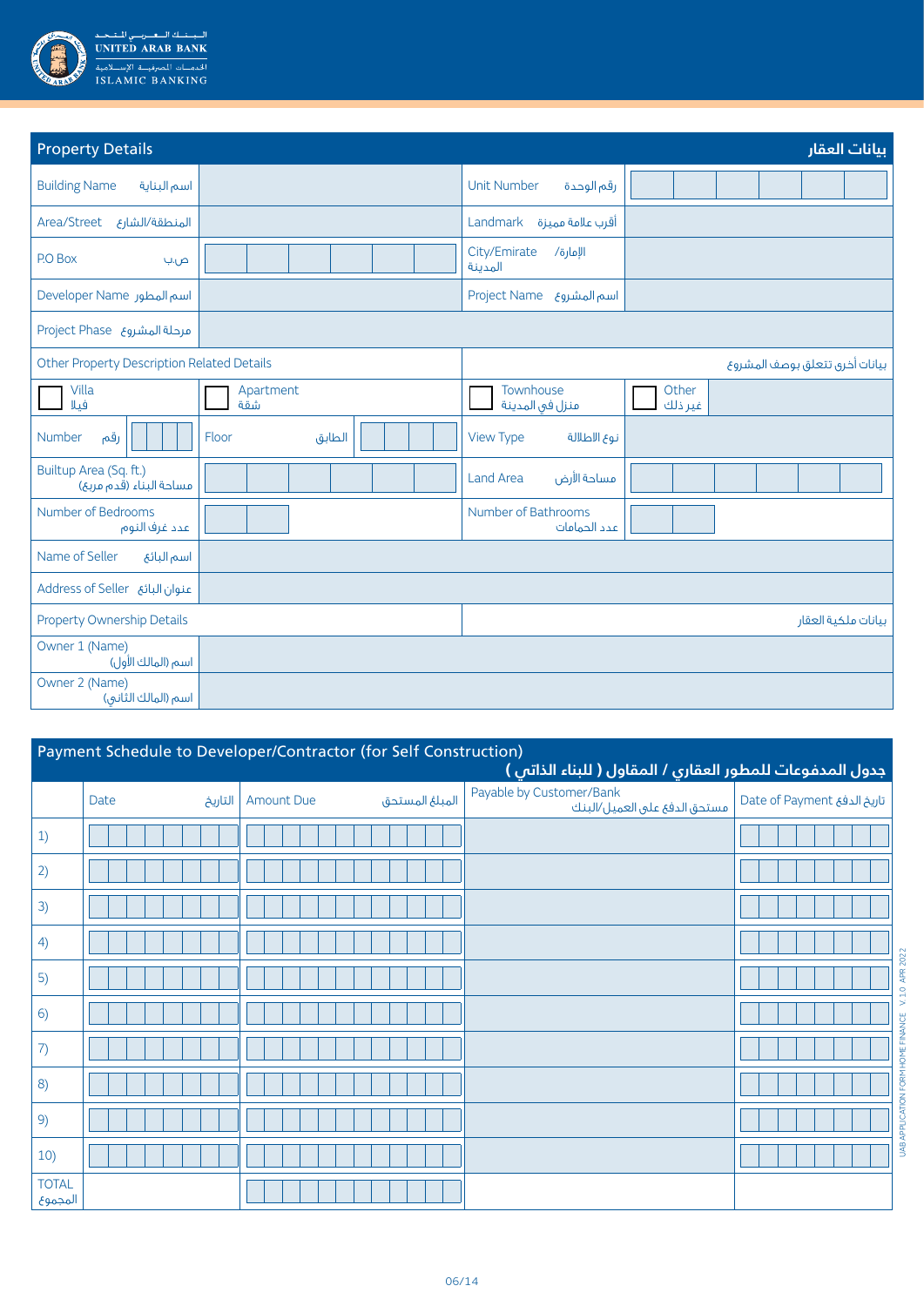UNITED ARAB BANK
ISLAMIC BANKING

## Property Details بيانات العقار

| | | | |
|---|---|---|---|
| Building Name اسم البناية | | Unit Number رقم الوحدة | |
| Area/Street المنطقة/الشارع | | Landmark أقرب علامة مميزة | |
| P.O Box ص.ب | | City/Emirate الإمارة/ المدينة | |
| Developer Name اسم المطور | | Project Name اسم المشروع | |
| Project Phase مرحلة المشروع | | | |

**Other Property Description Related Details** بيانات أخرى تتعلق بوصف المشروع

| | | | |
|---|---|---|---|
| ☐ Villa فيلا | ☐ Apartment شقة | ☐ Townhouse منزل في المدينة | ☐ Other غير ذلك |
| Number رقم | Floor الطابق | View Type نوع الاطلالة | |
| Builtup Area (Sq. ft.) مساحة البناء (قدم مربع) | | Land Area مساحة الأرض | |
| Number of Bedrooms عدد غرف النوم | | Number of Bathrooms عدد الحمامات | |
| Name of Seller اسم البائع | | | |
| Address of Seller عنوان البائع | | | |

**Property Ownership Details** بيانات ملكية العقار

| | |
|---|---|
| Owner 1 (Name) اسم (المالك الأول) | |
| Owner 2 (Name) اسم (المالك الثاني) | |

## Payment Schedule to Developer/Contractor (for Self Construction) جدول المدفوعات للمطور العقاري / المقاول ( للبناء الذاتي )

| | Date التاريخ | Amount Due المبلغ المستحق | Payable by Customer/Bank مستحق الدفع على العميل/البنك | Date of Payment تاريخ الدفع |
|---|---|---|---|---|
| 1) | | | | |
| 2) | | | | |
| 3) | | | | |
| 4) | | | | |
| 5) | | | | |
| 6) | | | | |
| 7) | | | | |
| 8) | | | | |
| 9) | | | | |
| 10) | | | | |
| TOTAL المجموع | | | | |

UAB APPLICATION FORM HOME FINANCE V. 1.0 APR 2022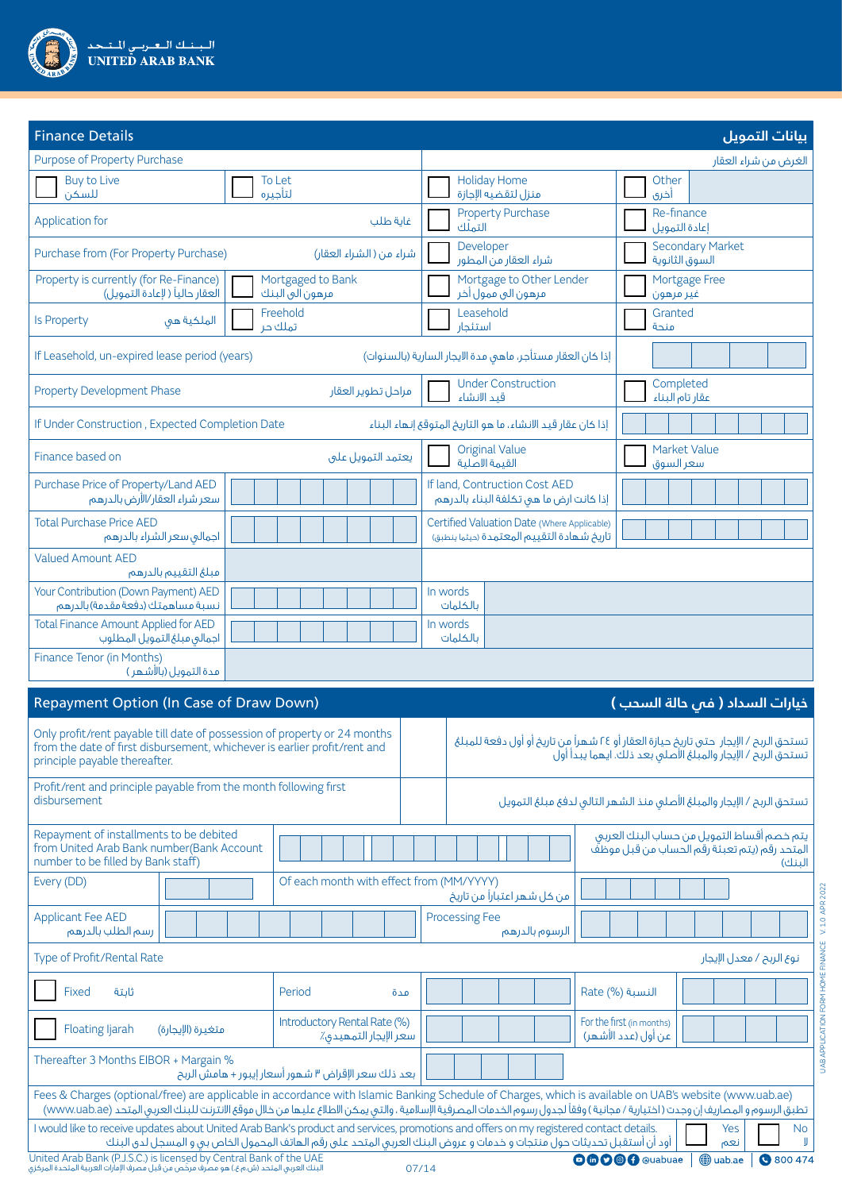## Finance Details — بيانات التمويل

| Purpose of Property Purchase | | الغرض من شراء العقار | |
|---|---|---|---|
| ☐ Buy to Live للسكن | ☐ To Let لتأجيره | ☐ Holiday Home منزل لتقضية الإجازة | ☐ Other أخرى |
| Application for غاية طلب | | ☐ Property Purchase التملك | ☐ Re-finance إعادة التمويل |
| Purchase from (For Property Purchase) شراء من ( الشراء العقار) | | ☐ Developer شراء العقار من المطور | ☐ Secondary Market السوق الثانوية |
| Property is currently (for Re-Finance) العقار حالياً ( لإعادة التمويل) | ☐ Mortgaged to Bank مرهون الى البنك | ☐ Mortgage to Other Lender مرهون الى ممول أخر | ☐ Mortgage Free غير مرهون |
| Is Property الملكية هي | ☐ Freehold تملك حر | ☐ Leasehold استئجار | ☐ Granted منحة |
| If Leasehold, un-expired lease period (years) إذا كان العقار مستأجر، ماهي مدة الايجار السارية (بالسنوات) | | | |
| Property Development Phase مراحل تطوير العقار | | ☐ Under Construction قيد الانشاء | ☐ Completed عقار تام البناء |
| If Under Construction , Expected Completion Date إذا كان عقار قيد الانشاء، ما هو التاريخ المتوقع إنهاء البناء | | | |
| Finance based on يعتمد التمويل على | | ☐ Original Value القيمة الاصلية | ☐ Market Value سعر السوق |
| Purchase Price of Property/Land AED سعر شراء العقار/الأرض بالدرهم | | If land, Contruction Cost AED إذا كانت ارض ما هي تكلفة البناء بالدرهم | |
| Total Purchase Price AED اجمالي سعر الشراء بالدرهم | | Certified Valuation Date (Where Applicable) تاريخ شهادة التقييم المعتمدة (حيثما ينطبق) | |
| Valued Amount AED مبلغ التقييم بالدرهم | | | |
| Your Contribution (Down Payment) AED نسبة مساهمتك (دفعة مقدمة) بالدرهم | | In words بالكلمات | |
| Total Finance Amount Applied for AED اجمالي مبلغ التمويل المطلوب | | In words بالكلمات | |
| Finance Tenor (in Months) مدة التمويل (بالأشهر) | | | |

## Repayment Option (In Case of Draw Down) — خيارات السداد ( في حالة السحب)

| | | |
|---|---|---|
| Only profit/rent payable till date of possession of property or 24 months from the date of first disbursement, whichever is earlier profit/rent and principle payable thereafter. | ☐ | تستحق الربح / الإيجار حتى تاريخ حيازة العقار أو ٢٤ شهراً من تاريخ أو أول دفعة للمبلغ تستحق الربح / الإيجار والمبلغ الأصلي بعد ذلك. ايهما يبدأ أولا |
| Profit/rent and principle payable from the month following first disbursement | ☐ | تستحق الربح / الإيجار والمبلغ الأصلي منذ الشهر التالي لدفع مبلغ التمويل |

| | | |
|---|---|---|
| Repayment of installments to be debited from United Arab Bank number(Bank Account number to be filled by Bank staff) | | يتم خصم أقساط التمويل من حساب البنك العربي المتحد رقم (يتم تعبئة رقم الحساب من قبل موظف البنك) |
| Every (DD) | | Of each month with effect from (MM/YYYY) من كل شهر اعتباراً من تاريخ |
| Applicant Fee AED رسم الطلب بالدرهم | | Processing Fee الرسوم بالدرهم |

Type of Profit/Rental Rate — نوع الربح / معدل الإيجار

| | | | |
|---|---|---|---|
| ☐ Fixed ثابتة | Period مدة | | Rate (%) النسبة |
| ☐ Floating Ijarah متغيرة (الإيجارة) | Introductory Rental Rate (%) سعر الإيجار التمهيدي٪ | | For the first (in months) عن أول (عدد الأشهر) |
| Thereafter 3 Months EIBOR + Margain % بعد ذلك سعر الإقراض ٣ شهور أسعار إيبور + هامش الربح | | | |

Fees & Charges (optional/free) are applicable in accordance with Islamic Banking Schedule of Charges, which is available on UAB's website (www.uab.ae)
تطبق الرسوم و المصاريف إن وجدت ( اختيارية / مجانية ) وفقاً لجدول رسوم الخدمات المصرفية الإسلامية، والتي يمكن الاطلاع عليها من خلال موقع الانترنت للبنك العربي المتحد (www.uab.ae)

I would like to receive updates about United Arab Bank's product and services, promotions and offers on my registered contact details. ☐ Yes نعم ☐ No لا
أود أن أستقبل تحديثات حول منتجات و خدمات و عروض البنك العربي المتحد على رقم الهاتف المحمول الخاص بي و المسجل لدى البنك

United Arab Bank (P.J.S.C.) is licensed by Central Bank of the UAE
البنك العربي المتحد (ش.م.ع.) هو مصرف مرخص من قبل مصرف الإمارات العربية المتحدة المركزي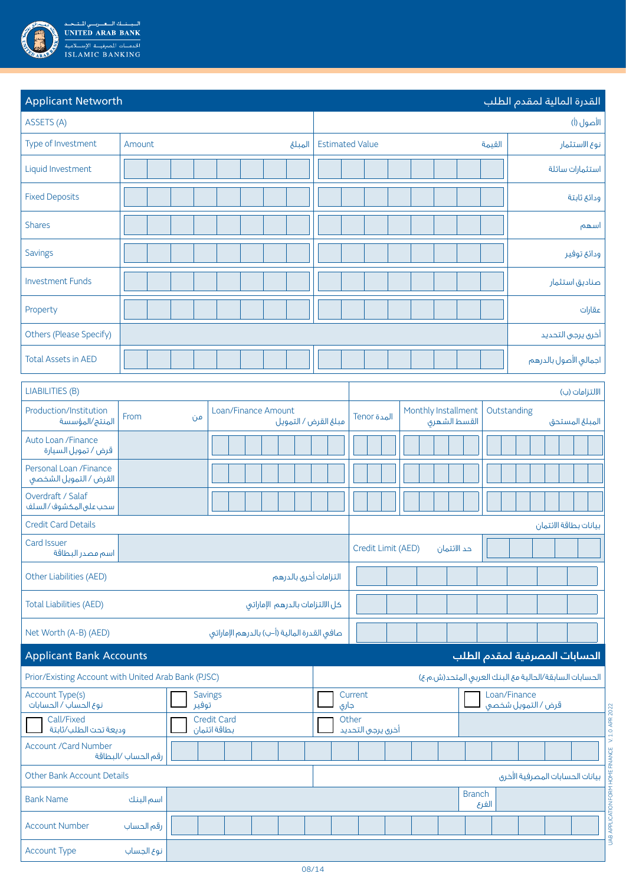UNITED ARAB BANK
البنك العربي المتحد
ISLAMIC BANKING
الخدمات المصرفية الإسلامية

## Applicant Networth — القدرة المالية لمقدم الطلب

| ASSETS (A) | | | الأصول (أ) |
|---|---|---|---|
| Type of Investment | Amount المبلغ | Estimated Value القيمة | نوع الاستثمار |
| Liquid Investment | | | استثمارات سائلة |
| Fixed Deposits | | | ودائع ثابتة |
| Shares | | | اسهم |
| Savings | | | ودائع توفير |
| Investment Funds | | | صناديق استثمار |
| Property | | | عقارات |
| Others (Please Specify) | | | أخرى يرجى التحديد |
| Total Assets in AED | | | اجمالي الأصول بالدرهم |

| LIABILITIES (B) الالتزامات (ب) | | | | | |
|---|---|---|---|---|---|
| Production/Institution المنتج/المؤسسة | From من | Loan/Finance Amount مبلغ القرض / التمويل | Tenor المدة | Monthly Installment القسط الشهري | Outstanding المبلغ المستحق |
| Auto Loan /Finance قرض / تمويل السيارة | | | | | |
| Personal Loan /Finance القرض / التمويل الشخصي | | | | | |
| Overdraft / Salaf سحب على المكشوف / السلف | | | | | |

| Credit Card Details | | بيانات بطاقة الائتمان |
|---|---|---|
| Card Issuer اسم مصدر البطاقة | | Credit Limit (AED) حد الائتمان |
| Other Liabilities (AED) | التزامات أخرى بالدرهم | |
| Total Liabilities (AED) | كل الالتزامات بالدرهم الإماراتي | |
| Net Worth (A-B) (AED) | صافي القدرة المالية (أ-ب) بالدرهم الإماراتي | |

## Applicant Bank Accounts — الحسابات المصرفية لمقدم الطلب

Prior/Existing Account with United Arab Bank (PJSC) — الحسابات السابقة/الحالية مع البنك العربي المتحد (ش.م.ع)

| Account Type(s) نوع الحساب / الحسابات | ☐ Savings توفير | ☐ Current جاري | ☐ Loan/Finance قرض / التمويل شخصي |
|---|---|---|---|
| ☐ Call/Fixed وديعة تحت الطلب/ثابتة | ☐ Credit Card بطاقة ائتمان | ☐ Other أخرى يرجى التحديد | |
| Account /Card Number رقم الحساب/ البطاقة | | | |

Other Bank Account Details — بيانات الحسابات المصرفية الأخرى

| Field | | |
|---|---|---|
| Bank Name اسم البنك | | Branch الفرع |
| Account Number رقم الحساب | | |
| Account Type نوع الحساب | | |

UAB APPLICATION FORM HOME FINANCE V. 1.0 APR 2022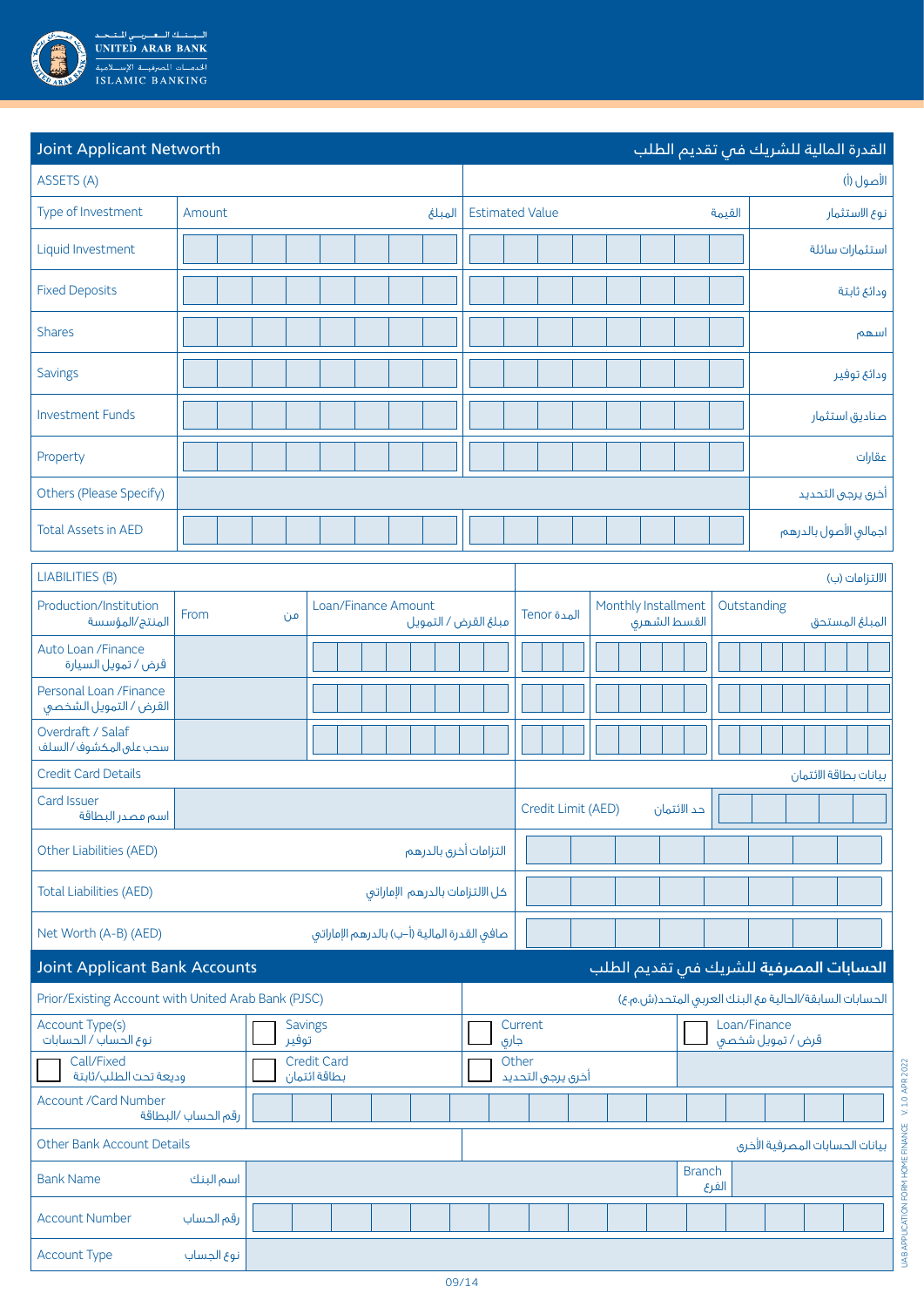## Joint Applicant Networth — القدرة المالية للشريك في تقديم الطلب

| ASSETS (A) | | | الأصول (أ) |
|---|---|---|---|
| Type of Investment | Amount المبلغ | Estimated Value القيمة | نوع الاستثمار |
| Liquid Investment | | | استثمارات سائلة |
| Fixed Deposits | | | ودائع ثابتة |
| Shares | | | اسهم |
| Savings | | | ودائع توفير |
| Investment Funds | | | صناديق استثمار |
| Property | | | عقارات |
| Others (Please Specify) | | | أخرى يرجى التحديد |
| Total Assets in AED | | | اجمالي الأصول بالدرهم |

| LIABILITIES (B) | | | | | الالتزامات (ب) |
|---|---|---|---|---|---|
| Production/Institution المنتج/المؤسسة | From من | Loan/Finance Amount مبلغ القرض / التمويل | Tenor المدة | Monthly Installment القسط الشهري | Outstanding المبلغ المستحق |
| Auto Loan /Finance قرض / تمويل السيارة | | | | | |
| Personal Loan /Finance القرض / التمويل الشخصي | | | | | |
| Overdraft / Salaf سحب على المكشوف / السلف | | | | | |

| Credit Card Details | بيانات بطاقة الائتمان |
|---|---|
| Card Issuer اسم مصدر البطاقة | Credit Limit (AED) حد الائتمان |
| Other Liabilities (AED) التزامات أخرى بالدرهم | |
| Total Liabilities (AED) كل الالتزامات بالدرهم الإماراتي | |
| Net Worth (A-B) (AED) صافي القدرة المالية (أ-ب) بالدرهم الإماراتي | |

## Joint Applicant Bank Accounts — الحسابات المصرفية للشريك في تقديم الطلب

| Prior/Existing Account with United Arab Bank (PJSC) | | | الحسابات السابقة/الحالية مع البنك العربي المتحد(ش.م.ع) |
|---|---|---|---|
| Account Type(s) نوع الحساب / الحسابات | ☐ Savings توفير | ☐ Current جاري | ☐ Loan/Finance قرض / تمويل شخصي |
| ☐ Call/Fixed وديعة تحت الطلب/ثابتة | ☐ Credit Card بطاقة ائتمان | ☐ Other أخرى يرجى التحديد | |
| Account /Card Number رقم الحساب /البطاقة | | | |

| Other Bank Account Details | | | بيانات الحسابات المصرفية الأخرى |
|---|---|---|---|
| Bank Name اسم البنك | | Branch الفرع | |
| Account Number رقم الحساب | | | |
| Account Type نوع الحساب | | | |

UAB APPLICATION FORM HOME FINANCE V. 1.0 APR 2022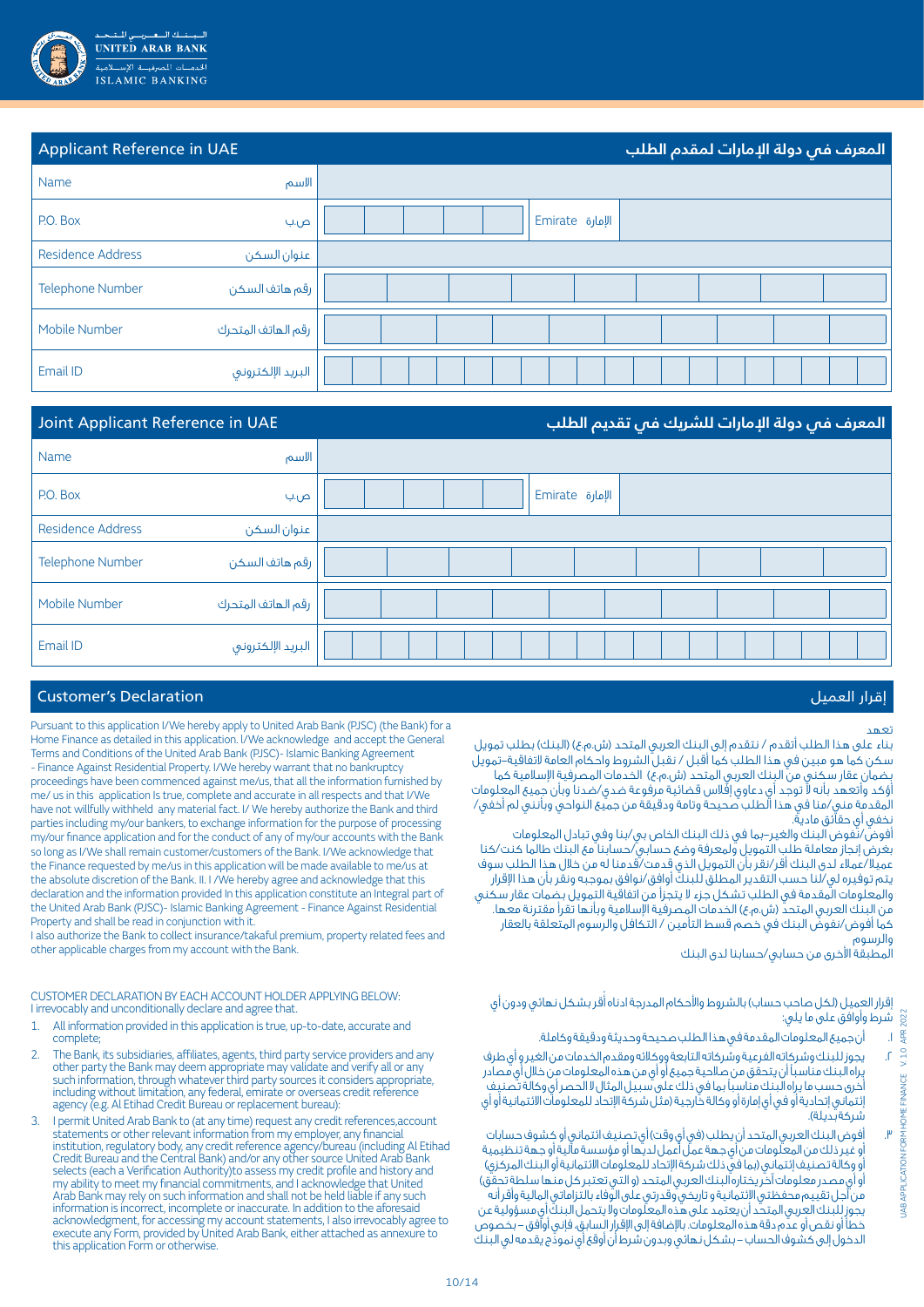UNITED ARAB BANK
ISLAMIC BANKING

## Applicant Reference in UAE | المعرف في دولة الإمارات لمقدم الطلب

| | |
|---|---|
| Name الاسم | |
| P.O. Box ص.ب | Emirate الإمارة |
| Residence Address عنوان السكن | |
| Telephone Number رقم هاتف السكن | |
| Mobile Number رقم الهاتف المتحرك | |
| Email ID البريد الإلكتروني | |

## Joint Applicant Reference in UAE | المعرف في دولة الإمارات للشريك في تقديم الطلب

| | |
|---|---|
| Name الاسم | |
| P.O. Box ص.ب | Emirate الإمارة |
| Residence Address عنوان السكن | |
| Telephone Number رقم هاتف السكن | |
| Mobile Number رقم الهاتف المتحرك | |
| Email ID البريد الإلكتروني | |

## Customer's Declaration | إقرار العميل

Pursuant to this application I/We hereby apply to United Arab Bank (PJSC) (the Bank) for a Home Finance as detailed in this application. I/We acknowledge and accept the General Terms and Conditions of the United Arab Bank (PJSC)- Islamic Banking Agreement - Finance Against Residential Property. I/We hereby warrant that no bankruptcy proceedings have been commenced against me/us, that all the information furnished by me/ us in this application Is true, complete and accurate in all respects and that I/We have not willfully withheld any material fact. I/ We hereby authorize the Bank and third parties including my/our bankers, to exchange information for the purpose of processing my/our finance application and for the conduct of any of my/our accounts with the Bank so long as I/We shall remain customer/customers of the Bank. I/We acknowledge that the Finance requested by me/us in this application will be made available to me/us at the absolute discretion of the Bank. II. I /We hereby agree and acknowledge that this declaration and the information provided In this application constitute an Integral part of the United Arab Bank (PJSC)- Islamic Banking Agreement - Finance Against Residential Property and shall be read in conjunction with it.

I also authorize the Bank to collect insurance/takaful premium, property related fees and other applicable charges from my account with the Bank.

تعهد

بناء على هذا الطلب أتقدم / نتقدم إلى البنك العربي المتحد (ش.م.ع) (البنك) بطلب تمويل سكن كما هو مبين في هذا الطلب كما أقبل / نقبل الشروط واحكام العامة لاتفاقية–تمويل بضمان عقار سكني من البنك العربي المتحد (ش.م.ع) الخدمات المصرفية الإسلامية كما أؤكد وأتعهد بأنه لا توجد أي دعاوي إفلاس قضائية مرفوعة ضدي/ضدنا وبأن جميع المعلومات المقدمة مني/منا في هذا الطلب صحيحة وتامة ودقيقة من جميع النواحي وبأنني لم أخفي/ نخفي أي حقائق مادية.

أفوض/نفوض البنك والغير–بما في ذلك البنك الخاص بي/بنا وفي تبادل المعلومات بغرض إنجاز معاملة طلب التمويل ولمعرفة وضع حسابي/حسابنا مع البنك طالما كنت/كنا عميلا/عملاء لدى البنك أقر/نقر بأن التمويل الذي قدمت/قدمنا له من خلال هذا الطلب سوف يتم توفيره لي/لنا حسب التقدير المطلق للبنك أوافق/نوافق بموجبه ونقر بأن هذا الإقرار والمعلومات المقدمة في الطلب تشكل جزء لا يتجزأ من اتفاقية التمويل بضمان عقار سكني من البنك العربي المتحد (ش.م.ع) الخدمات المصرفية الإسلامية وبأنها تقرأ مقترنة معها.

كما أفوض/نفوض البنك في خصم قسط التأمين / التكافل والرسوم المتعلقة بالعقار والرسوم المطبقة الأخرى من حسابي/حسابنا لدى البنك

CUSTOMER DECLARATION BY EACH ACCOUNT HOLDER APPLYING BELOW:
I irrevocably and unconditionally declare and agree that.

1. All information provided in this application is true, up-to-date, accurate and complete;
2. The Bank, its subsidiaries, affiliates, agents, third party service providers and any other party the Bank may deem appropriate may validate and verify all or any such information, through whatever third party sources it considers appropriate, including without limitation, any federal, emirate or overseas credit reference agency (e.g. Al Etihad Credit Bureau or replacement bureau):
3. I permit United Arab Bank to (at any time) request any credit references,account statements or other relevant information from my employer, any financial institution, regulatory body, any credit reference agency/bureau (including Al Etihad Credit Bureau and the Central Bank) and/or any other source United Arab Bank selects (each a Verification Authority)to assess my credit profile and history and my ability to meet my financial commitments, and I acknowledge that United Arab Bank may rely on such information and shall not be held liable if any such information is incorrect, incomplete or inaccurate. In addition to the aforesaid acknowledgment, for accessing my account statements, I also irrevocably agree to execute any Form, provided by United Arab Bank, either attached as annexure to this application Form or otherwise.

إقرار العميل (لكل صاحب حساب) بالشروط والأحكام المدرجة أدناه أقر بشكل نهائي ودون أي شرط وأوافق على ما يلي:

١. أن جميع المعلومات المقدمة في هذا الطلب صحيحة وحديثة ودقيقة وكاملة.

٢. يجوز للبنك وشركاته الفرعية وشركاته التابعة ووكلائه ومقدم الخدمات من الغير و أي طرف يراه البنك مناسباً أن يتحقق من صلاحية جميع أو أي من هذه المعلومات من خلال أي مصادر أخرى حسب ما يراه البنك مناسباً بما في ذلك على سبيل المثال لا الحصر أي وكالة تصنيف إئتماني إتحادية أو في أي إمارة أو وكالة خارجية (مثل شركة الإتحاد للمعلومات الائتمانية أو أي شركة بديلة).

٣. أفوض البنك العربي المتحد أن يطلب (في أي وقت) أي تصنيف ائتماني أو كشوف حسابات أو غير ذلك من المعلومات من أي جهة عمل أعمل لديها أو مؤسسة مالية أو جهة تنظيمية أو وكالة تصنيف إئتماني (بما في ذلك شركة الاتحاد للمعلومات الائتمانية أو البنك المركزي) أو أي مصدر معلومات آخر يختاره البنك العربي المتحد (و التي تعتبر كل منها سلطة تحقق) من أجل تقييم محفظتي الائتمانية و تاريخي وقدرتي على الوفاء بالتزاماتي المالية وأقر أنه يجوز للبنك العربي المتحد أن يعتمد على هذه المعلومات ولا يتحمل البنك أي مسؤولية عن خطأ أو نقص أو عدم دقة هذه المعلومات. بالإضافة إلى الإقرار السابق، فإني أوافق – بخصوص الدخول إلى كشوف الحساب – بشكل نهائي وبدون شرط أن أوقع أي نموذج يقدمه لي البنك

UAB APPLICATION FORM HOME FINANCE V.1.0 APR 2022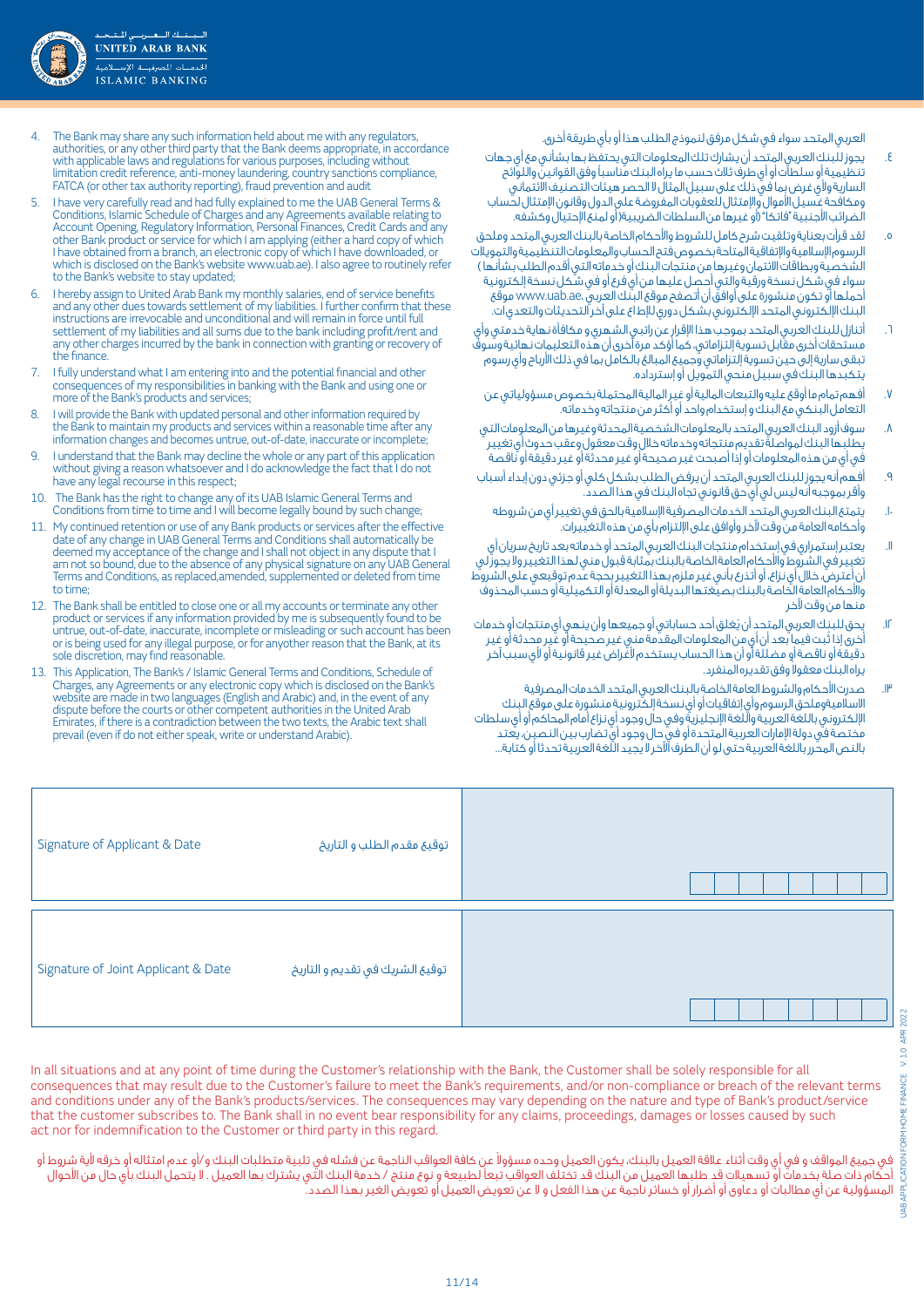العربي المتحد سواء في شكل مرفق لنموذج الطلب هذا أو بأي طريقة أخرى.

4. The Bank may share any such information held about me with any regulators, authorities, or any other third party that the Bank deems appropriate, in accordance with applicable laws and regulations for various purposes, including without limitation credit reference, anti-money laundering, country sanctions compliance, FATCA (or other tax authority reporting), fraud prevention and audit

٤. يجوز للبنك العربي المتحد أن يشارك تلك المعلومات التي يحتفظ بها بشأني مع أي جهات تنظيمية أو سلطات أو أي طرف ثالث حسب ما يراه البنك مناسباً وفق القوانين واللوائح السارية ولأي غرض بما في ذلك على سبيل المثال لا الحصر هيئات التصنيف الائتماني ومكافحة غسيل الأموال والإمتثال للعقوبات المفروضة على الدول وقانون الإمتثال لحساب الضرائب الأجنبية "فاتكا" (أو غيرها من السلطات الضريبية) أو لمنع الإحتيال وكشفه.

5. I have very carefully read and had fully explained to me the UAB General Terms & Conditions, Islamic Schedule of Charges and any Agreements available relating to Account Opening, Regulatory Information, Personal Finances, Credit Cards and any other Bank product or service for which I am applying (either a hard copy of which I have obtained from a branch, an electronic copy of which I have downloaded, or which is disclosed on the Bank's website www.uab.ae). I also agree to routinely refer to the Bank's website to stay updated;

٥. لقد قرأت بعناية وتلقيت شرح كامل للشروط والأحكام الخاصة بالبنك العربي المتحد وملحق الرسوم الإسلامية والإتفاقية المتاحة بخصوص فتح الحساب والمعلومات التنظيمية والتمويلات الشخصية وبطاقات الائتمان وغيرها من منتجات البنك أو خدماته التي أقدم الطلب بشأنها ) سواء في شكل نسخة ورقية والتي أحصل عليها من أي فرع أو في شكل نسخة إلكترونية أحملها أو تكون منشورة على موقع البنك العربي www.uab.ae. وأوافق أن أتصفح موقع البنك الإلكتروني المتحد الإلكتروني بشكل دوري للإطلاع على آخر التحديثات والتعديلات.

6. I hereby assign to United Arab Bank my monthly salaries, end of service benefits and any other dues towards settlement of my liabilities. I further confirm that these instructions are irrevocable and unconditional and will remain in force until full settlement of my liabilities and all sums due to the bank including profit/rent and any other charges incurred by the bank in connection with granting or recovery of the finance.

٦. أتنازل للبنك العربي المتحد بموجب هذا الإقرار عن راتبي الشهري و مكافأة نهاية خدمتي وأي مستحقات أخرى مقابل تسوية إلتزاماتي. كما أؤكد مرة أخرى أن هذه التعليمات نهائية وسوف تبقى سارية إلى حين تسوية إلتزاماتي وجميع المبالغ بالكامل بما في ذلك الأرباح وأي رسوم يتكبدها البنك في سبيل منحي التمويل أو إسترداده.

7. I fully understand what I am entering into and the potential financial and other consequences of my responsibilities in banking with the Bank and using one or more of the Bank's products and services;

٧. أفهم تماما ما أوقع عليه والتبعات المالية أو غير المالية المحتملة بخصوص مسؤولياتي عن التعامل البنكي مع البنك و إستخدام واحد أو أكثر من منتجاته وخدماته.

8. I will provide the Bank with updated personal and other information required by the Bank to maintain my products and services within a reasonable time after any information changes and becomes untrue, out-of-date, inaccurate or incomplete;

٨. سوف أزود البنك العربي المتحد بالمعلومات الشخصية المحدثة وغيرها من المعلومات التي يطلبها البنك لمواصلة تقديم منتجاته وخدماته خلال وقت معقول وعقب حدوث أي تغيير في أي من هذه المعلومات أو إذا أصبحت غير صحيحة أو غير محدثة أو غير دقيقة أو ناقصة

9. I understand that the Bank may decline the whole or any part of this application without giving a reason whatsoever and I do acknowledge the fact that I do not have any legal recourse in this respect;

٩. أفهم أنه يجوز للبنك العربي المتحد أن يرفض الطلب بشكل كلي أو جزئي دون إبداء أسباب وأقر بموجبه أنه ليس لي أي حق قانوني تجاه البنك في هذا الصدد.

10. The Bank has the right to change any of its UAB Islamic General Terms and Conditions from time to time and I will become legally bound by such change;

١٠. يتمتع البنك العربي المتحد الخدمات المصرفية الإسلامية بالحق في تغيير أي من شروطه وأحكامه العامة من وقت لآخر وأوافق على الإلتزام بأي من هذه التغييرات.

11. My continued retention or use of any Bank products or services after the effective date of any change in UAB General Terms and Conditions shall automatically be deemed my acceptance of the change and I shall not object in any dispute that I am not so bound, due to the absence of any physical signature on any UAB General Terms and Conditions, as replaced,amended, supplemented or deleted from time to time;

١١. يعتبر إستمراري في إستخدام منتجات البنك العربي المتحد أو خدماته بعد تاريخ سريان أي تغيير في الشروط والأحكام العامة الخاصة بالبنك بمثابة قبول مني لهذا التغيير ولا يجوز لي أن أعترض خلال أي نزاع، أو أتذرع بأني غير ملزم بهذا التغيير بحجة عدم توقيعي على الشروط والأحكام العامة الخاصة بالبنك بصيغتها البديلة أو المعدلة أو التكميلية أو حسب المحذوف منها من وقت لآخر

12. The Bank shall be entitled to close one or all my accounts or terminate any other product or services if any information provided by me is subsequently found to be untrue, out-of-date, inaccurate, incomplete or misleading or such account has been or is being used for any illegal purpose, or for anyother reason that the Bank, at its sole discretion, may find reasonable.

١٢. يحق للبنك العربي المتحد أن يُغلق أحد حساباتي أو جميعها وأن ينهي أي منتجات أو خدمات أخرى إذا ثبت فيما بعد أن أي من المعلومات المقدمة مني غير صحيحة أو غير محدثة أو غير دقيقة أو ناقصة أو مضللة أو أن هذا الحساب يستخدم لأغراض غير قانونية أو لأي سبب آخر يراه البنك معقولا وفق تقديره المنفرد.

13. This Application, The Bank's / Islamic General Terms and Conditions, Schedule of Charges, any Agreements or any electronic copy which is disclosed on the Bank's website are made in two languages (English and Arabic) and, in the event of any dispute before the courts or other competent authorities in the United Arab Emirates, if there is a contradiction between the two texts, the Arabic text shall prevail (even if do not either speak, write or understand Arabic).

١٣. صدرت الأحكام والشروط العامة الخاصة بالبنك العربي المتحد الخدمات المصرفية الإسلامية وملحق الرسوم وأي إتفاقيات أو أي نسخة إلكترونية منشورة على موقع البنك الإلكتروني باللغة العربية واللغة الإنجليزية وفي حال وجود أي نزاع أمام المحاكم أو أي سلطات مختصة في دولة الإمارات العربية المتحدة أو في حال وجود أي تضارب بين النصين، يعتد بالنص المحرر باللغة العربية حتى لو أن الطرف الآخر لا يجيد اللغة العربية تحدثا أو كتابة..

| Signature of Applicant & Date توقيع مقدم الطلب و التاريخ | |
|---|---|
| Signature of Joint Applicant & Date توقيع الشريك في تقديم و التاريخ | |

In all situations and at any point of time during the Customer's relationship with the Bank, the Customer shall be solely responsible for all consequences that may result due to the Customer's failure to meet the Bank's requirements, and/or non-compliance or breach of the relevant terms and conditions under any of the Bank's products/services. The consequences may vary depending on the nature and type of Bank's product/service that the customer subscribes to. The Bank shall in no event bear responsibility for any claims, proceedings, damages or losses caused by such act nor for indemnification to the Customer or third party in this regard.

في جميع المواقف و في أي وقت أثناء علاقة العميل بالبنك، يكون العميل وحده مسؤولاً عن كافة العواقب الناجمة عن فشله في تلبية متطلبات البنك و/أو عدم امتثاله أو خرقه لأية شروط أو أحكام ذات صلة بخدمات أو تسهيلات قد طلبها العميل من البنك قد تختلف العواقب تبعا لطبيعة و نوع منتج / خدمة البنك التي يشترك بها العميل . لا يتحمل البنك بأي حال من الأحوال المسؤولية عن أي مطالبات أو دعاوى أو أضرار أو خسائر ناجمة عن هذا الفعل و لا عن تعويض العميل أو تعويض الغير بهذا الصدد.

UAB APPLICATION FORM HOME FINANCE V 1.0 APR 2022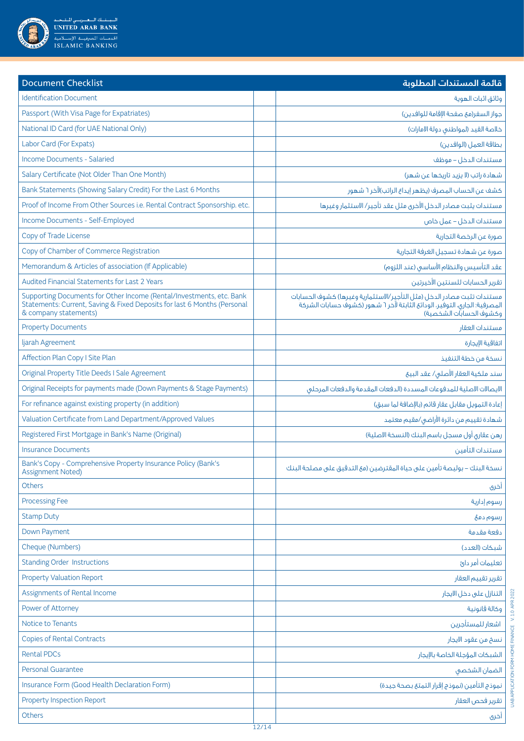| Document Checklist | | | قائمة المستندات المطلوبة |
|---|---|---|---|
| Identification Document | | | وثائق اثبات الهوية |
| Passport (With Visa Page for Expatriates) | | | جواز السفر(مع صفحة الإقامة للوافدين) |
| National ID Card (for UAE National Only) | | | خلاصة القيد (لمواطني دولة الامارات) |
| Labor Card (For Expats) | | | بطاقة العمل (الوافدين) |
| Income Documents - Salaried | | | مستندات الدخل – موظف |
| Salary Certificate (Not Older Than One Month) | | | شهادة راتب (لا يزيد تاريخها عن شهر) |
| Bank Statements (Showing Salary Credit) For the Last 6 Months | | | كشف عن الحساب المصرف (يظهر إيداع الراتب)لآخر ٦ شهور |
| Proof of Income From Other Sources i.e. Rental Contract Sponsorship. etc. | | | مستندات يثبت مصادر الدخل الأخرى مثل عقد تأجير/ الاستثمار وغيرها |
| Income Documents - Self-Employed | | | مستندات الدخل – عمل خاص |
| Copy of Trade License | | | صورة عن الرخصة التجارية |
| Copy of Chamber of Commerce Registration | | | صورة عن شهادة تسجيل الغرفة التجارية |
| Memorandum & Articles of association (If Applicable) | | | عقد التأسيس والنظام الأساسي (عند اللزوم) |
| Audited Financial Statements for Last 2 Years | | | تقرير الحسابات للسنتين الأخيرتين |
| Supporting Documents for Other Income (Rental/Investments, etc. Bank Statements: Current, Saving & Fixed Deposits for last 6 Months (Personal & company statements) | | | مستندات تثبت مصادر الدخل (مثل التأجير/الاستثمارية وغيرها) كشوف الحسابات المصرفية: الجاري، التوفير، الودائع الثابتة لآخر ٦ شهور (كشوف حسابات الشركة وكشوف الحسابات الشخصية) |
| Property Documents | | | مستندات العقار |
| Ijarah Agreement | | | اتفاقية الإجارة |
| Affection Plan Copy I Site Plan | | | نسخة من خطة التنفيذ |
| Original Property Title Deeds I Sale Agreement | | | سند ملكية العقار الأصلي/ عقد البيع |
| Original Receipts for payments made (Down Payments & Stage Payments) | | | الايصالات الاصلية للمدفوعات المسددة (الدفعات المقدمة والدفعات المرحلي |
| For refinance against existing property (in addition) | | | إعادة التمويل مقابل عقار قائم (بالإضافة لما سبق) |
| Valuation Certificate from Land Department/Approved Values | | | شهادة تقييم من دائرة الأراضي/مقيم معتمد |
| Registered First Mortgage in Bank's Name (Original) | | | رهن عقاري أول مسجل باسم البنك (النسخة الاصلية) |
| Insurance Documents | | | مستندات التأمين |
| Bank's Copy - Comprehensive Property Insurance Policy (Bank's Assignment Noted) | | | نسخة البنك – بوليصة تأمين على حياة المقترضين (مع التدقيق على مصلحة البنك |
| Others | | | أخرى |
| Processing Fee | | | رسوم إدارية |
| Stamp Duty | | | رسوم دمغ |
| Down Payment | | | دفعة مقدمة |
| Cheque (Numbers) | | | شيكات (العدد) |
| Standing Order Instructions | | | تعليمات أمر دائم |
| Property Valuation Report | | | تقرير تقييم العقار |
| Assignments of Rental Income | | | التنازل على دخل الايجار |
| Power of Attorney | | | وكالة قانونية |
| Notice to Tenants | | | اشعار للمستأجرين |
| Copies of Rental Contracts | | | نسخ من عقود الايجار |
| Rental PDCs | | | الشيكات المؤجلة الخاصة بالإيجار |
| Personal Guarantee | | | الضمان الشخصي |
| Insurance Form (Good Health Declaration Form) | | | نموذج التأمين (نموذج إقرار التمتع بصحة جيدة) |
| Property Inspection Report | | | تقرير فحص العقار |
| Others | | | أخرى |

UAB APPLICATION FORM HOME FINANCE V. 1.0 APR 2022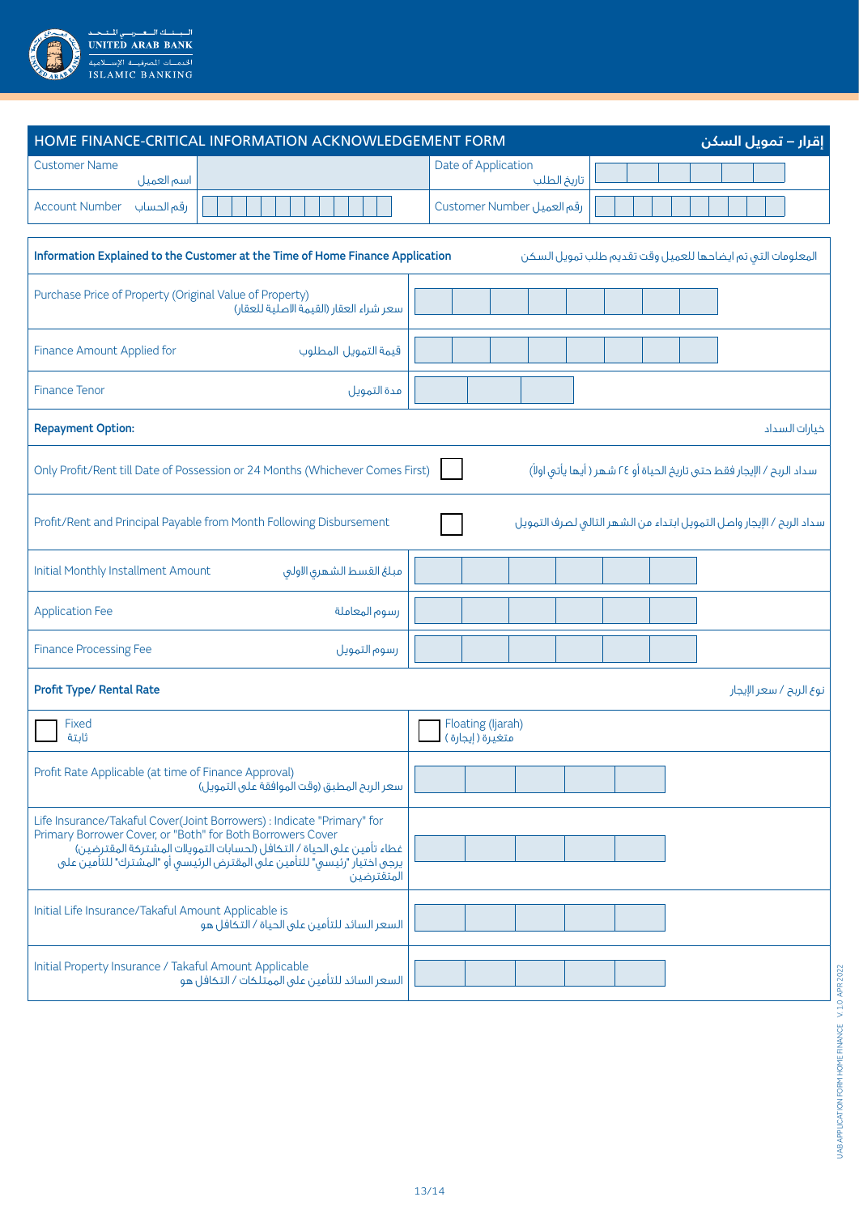الـبـنـك الـعـربـي الـمـتـحـد
UNITED ARAB BANK
الخدمات المصرفية الإسلامية
ISLAMIC BANKING

## HOME FINANCE-CRITICAL INFORMATION ACKNOWLEDGEMENT FORM — إقرار – تمويل السكن

| | | | |
|---|---|---|---|
| Customer Name اسم العميل | | Date of Application تاريخ الطلب | |
| Account Number رقم الحساب | | Customer Number رقم العميل | |

| Information Explained to the Customer at the Time of Home Finance Application — المعلومات التي تم ايضاحها للعميل وقت تقديم طلب تمويل السكن | |
|---|---|
| Purchase Price of Property (Original Value of Property) سعر شراء العقار (القيمة الاصلية للعقار) | |
| Finance Amount Applied for قيمة التمويل المطلوب | |
| Finance Tenor مدة التمويل | |
| **Repayment Option:** خيارات السداد | |
| Only Profit/Rent till Date of Possession or 24 Months (Whichever Comes First) ☐ سداد الربح / الإيجار فقط حتى تاريخ الحياة أو ٢٤ شهر ( أيها يأتي اولاً) | |
| Profit/Rent and Principal Payable from Month Following Disbursement ☐ سداد الربح / الإيجار واصل التمويل ابتداء من الشهر التالي لصرف التمويل | |
| Initial Monthly Installment Amount مبلغ القسط الشهري الاولي | |
| Application Fee رسوم المعاملة | |
| Finance Processing Fee رسوم التمويل | |
| **Profit Type/ Rental Rate** نوع الربح / سعر الإيجار | |
| ☐ Fixed ثابتة | ☐ Floating (Ijarah) متغيرة ( إيجارة ) |
| Profit Rate Applicable (at time of Finance Approval) سعر الربح المطبق (وقت الموافقة على التمويل) | |
| Life Insurance/Takaful Cover(Joint Borrowers) : Indicate "Primary" for Primary Borrower Cover, or "Both" for Both Borrowers Cover غطاء تأمين على الحياة / التكافل (لحسابات التمويلات المشتركة المقترضين) يرجى اختيار "رئيسي" للتأمين على المقترض الرئيسي أو "المشترك" للتأمين على المتقترضين | |
| Initial Life Insurance/Takaful Amount Applicable is السعر السائد للتأمين على الحياة / التكافل هو | |
| Initial Property Insurance / Takaful Amount Applicable السعر السائد للتأمين على الممتلكات / التكافل هو | |

UAB APPLICATION FORM HOME FINANCE V. 1.0 APR 2022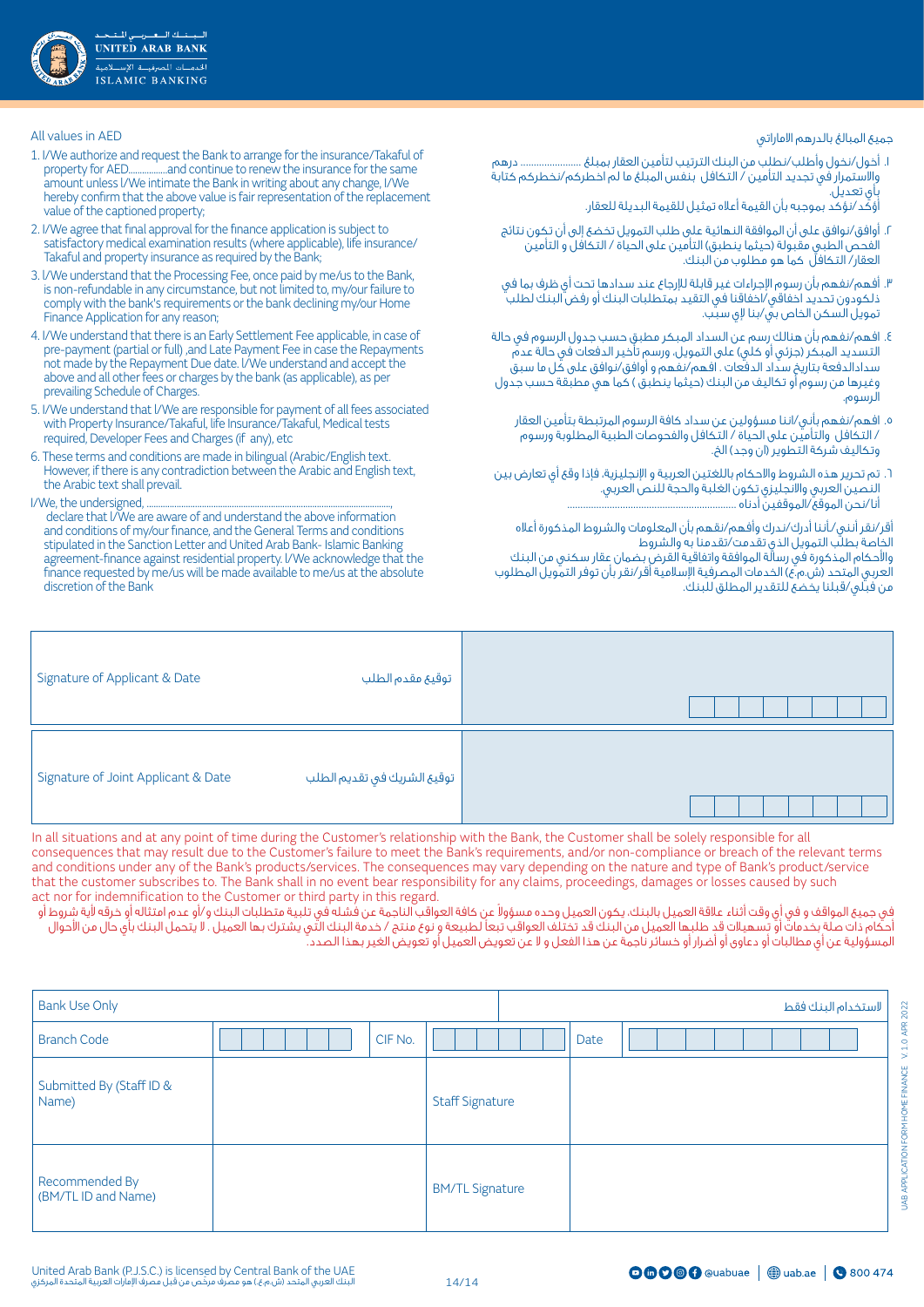All values in AED

1. I/We authorize and request the Bank to arrange for the insurance/Takaful of property for AED...............and continue to renew the insurance for the same amount unless I/We intimate the Bank in writing about any change, I/We hereby confirm that the above value is fair representation of the replacement value of the captioned property;
2. I/We agree that final approval for the finance application is subject to satisfactory medical examination results (where applicable), life insurance/ Takaful and property insurance as required by the Bank;
3. I/We understand that the Processing Fee, once paid by me/us to the Bank, is non-refundable in any circumstance, but not limited to, my/our failure to comply with the bank's requirements or the bank declining my/our Home Finance Application for any reason;
4. I/We understand that there is an Early Settlement Fee applicable, in case of pre-payment (partial or full) ,and Late Payment Fee in case the Repayments not made by the Repayment Due date. I/We understand and accept the above and all other fees or charges by the bank (as applicable), as per prevailing Schedule of Charges.
5. I/We understand that I/We are responsible for payment of all fees associated with Property Insurance/Takaful, life Insurance/Takaful, Medical tests required, Developer Fees and Charges (if any), etc
6. These terms and conditions are made in bilingual (Arabic/English text. However, if there is any contradiction between the Arabic and English text, the Arabic text shall prevail.

I/We, the undersigned, ......................................................................................................., declare that I/We are aware of and understand the above information and conditions of my/our finance, and the General Terms and conditions stipulated in the Sanction Letter and United Arab Bank- Islamic Banking agreement-finance against residential property. I/We acknowledge that the finance requested by me/us will be made available to me/us at the absolute discretion of the Bank

جميع المبالغ بالدرهم الاماراتي

١. أخول/نخول وأطلب/نطلب من البنك الترتيب لتأمين العقار بمبلغ ........................ درهم والاستمرار في تجديد التأمين / التكافل بنفس المبلغ ما لم اخطركم/نخطركم كتابة بأي تعديل.
أؤكد/نؤكد بموجبه بأن القيمة أعلاه تمثل للقيمة البديلة للعقار.

٢. أوافق/نوافق على أن الموافقة النهائية على طلب التمويل تخضع إلى أن تكون نتائج الفحص الطبي مقبولة (حيثما ينطبق) التأمين على الحياة / التكافل و التأمين العقار/ التكافل كما هو مطلوب من البنك.

٣. أفهم/نفهم بأن رسوم الإجراءات غير قابلة للإرجاع عند سدادها تحت أي ظرف بما في ذلكدون تحديد اخفاقي/اخفاقنا في التقيد بمتطلبات البنك أو رفض البنك لطلب تمويل السكن الخاص بي/بنا لإي سبب.

٤. افهم/نفهم بأن هنالك رسم عن السداد المبكر مطبق حسب جدول الرسوم في حالة التسديد المبكر (جزئي أو كلي) على التمويل، ورسم تأخير الدفعات في حالة عدم سدادالدفعة بتاريخ سداد الدفعات . افهم/نفهم و أوافق/نوافق على كل ما سبق وغيرها من رسوم أو تكاليف من البنك (حيثما ينطبق ) كما هي مطبقة حسب جدول الرسوم.

٥. افهم/نفهم بأني/اننا مسؤولين عن سداد كافة الرسوم المرتبطة بتأمين العقار / التكافل والتأمين على الحياة / التكافل والفحوصات الطبية المطلوبة ورسوم وتكاليف شركة التطوير (ان وجد) الخ.

٦. تم تحرير هذه الشروط والاحكام باللغتين العربية و الإنجليزية. فإذا وقع أي تعارض بين النصين العربي والانجليزي تكون الغلبة والحجة للنص العربي.

أنا/نحن الموقع/الموقعين أدناه ..................................................................

أقر/نقر أنني/أننا أدرك/ندرك وأفهم/نفهم بأن المعلومات والشروط المذكورة أعلاه الخاصة بطلب التمويل الذي تقدمت/تقدمنا به والشروط والأحكام المذكورة في رسالة الموافقة واتفاقية القرض بضمان عقار سكني من البنك العربي المتحد (ش.م.ع) الخدمات المصرفية الإسلامية أقر/نقر بأن توفر التمويل المطلوب من قبلي/قبلنا يخضع للتقدير المطلق للبنك.

| | | |
|---|---|---|
| Signature of Applicant & Date | توقيع مقدم الطلب | |
| Signature of Joint Applicant & Date | توقيع الشريك في تقديم الطلب | |

In all situations and at any point of time during the Customer's relationship with the Bank, the Customer shall be solely responsible for all consequences that may result due to the Customer's failure to meet the Bank's requirements, and/or non-compliance or breach of the relevant terms and conditions under any of the Bank's products/services. The consequences may vary depending on the nature and type of Bank's product/service that the Customer subscribes to. The Bank shall in no event bear responsibility for any claims, proceedings, damages or losses caused by such act nor for indemnification to the Customer or third party in this regard.

في جميع المواقف و في أي وقت أثناء علاقة العميل بالبنك، يكون العميل وحده مسؤولاً عن كافة العواقب الناجمة عن فشله في تلبية متطلبات البنك و/أو عدم امتثاله أو خرقه لأية شروط أو أحكام ذات صلة بخدمات أو تسهيلات قد طلبها العميل من البنك قد تختلف العواقب تبعاً لطبيعة و نوع منتج / خدمة البنك التي يشترك بها العميل . لا يتحمل البنك بأي حال من الأحوال المسؤولية عن أي مطالبات أو دعاوى أو أضرار أو خسائر ناجمة عن هذا الفعل و لا عن تعويض العميل أو تعويض الغير بهذا الصدد.

| Bank Use Only | | | | | لاستخدام البنك فقط |
|---|---|---|---|---|---|
| Branch Code | | CIF No. | | Date | |
| Submitted By (Staff ID & Name) | | | Staff Signature | | |
| Recommended By (BM/TL ID and Name) | | | BM/TL Signature | | |

UAB APPLICATION FORM HOME FINANCE V. 1.0 APR 2022

United Arab Bank (P.J.S.C.) is licensed by Central Bank of the UAE
البنك العربي المتحد (ش.م.ع.) هو مصرف مرخص من قبل مصرف الإمارات العربية المتحدة المركزي

@uabuae | uab.ae | 800 474